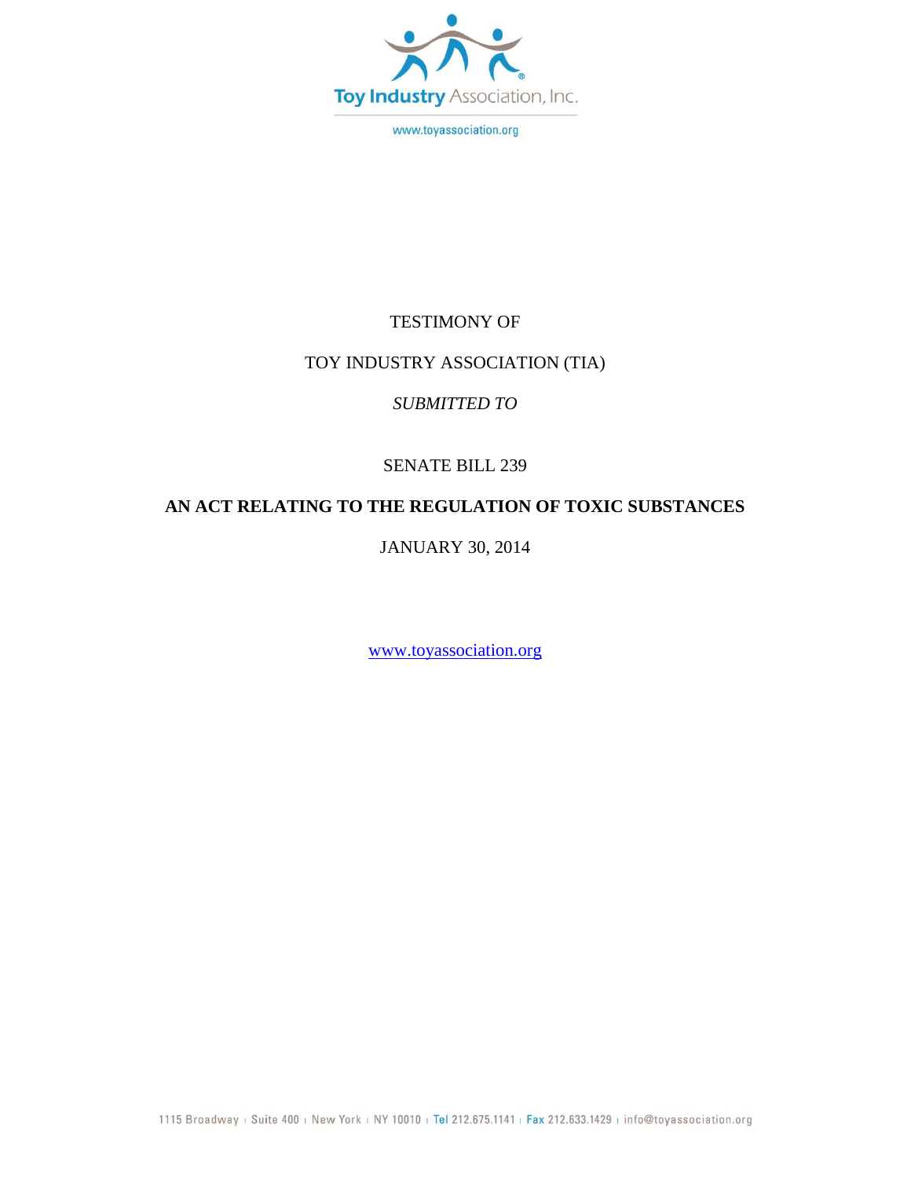Toy Industry Association, Inc.

www.toyassociation.org

TESTIMONY OF

TOY INDUSTRY ASSOCIATION (TIA)

*SUBMITTED TO*

SENATE BILL 239

**AN ACT RELATING TO THE REGULATION OF TOXIC SUBSTANCES**

JANUARY 30, 2014

www.toyassociation.org

1115 Broadway | Suite 400 | New York | NY 10010 | Tel 212.675.1141 | Fax 212.633.1429 | info@toyassociation.org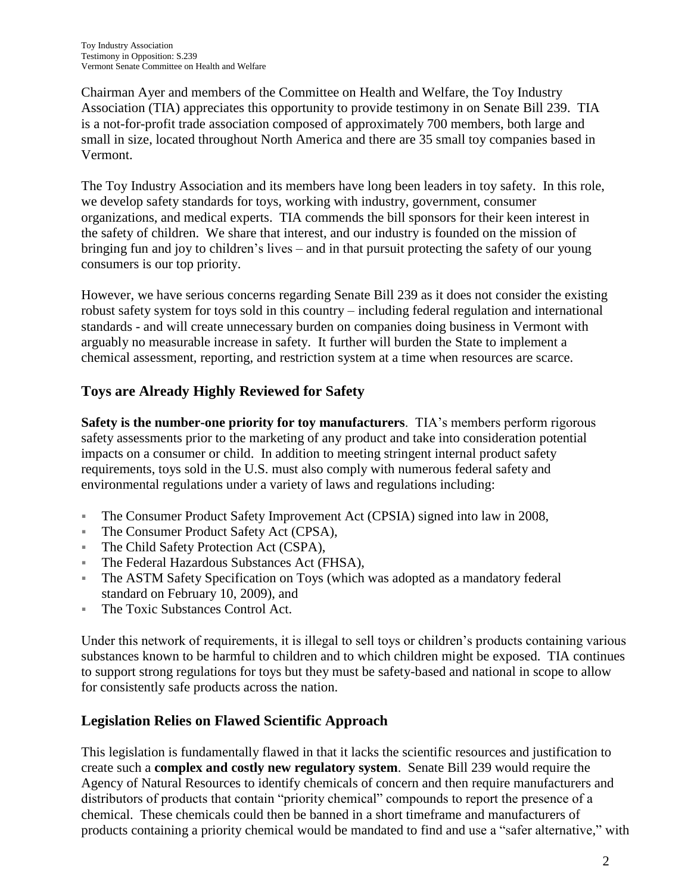Chairman Ayer and members of the Committee on Health and Welfare, the Toy Industry Association (TIA) appreciates this opportunity to provide testimony in on Senate Bill 239. TIA is a not-for-profit trade association composed of approximately 700 members, both large and small in size, located throughout North America and there are 35 small toy companies based in Vermont.

The Toy Industry Association and its members have long been leaders in toy safety. In this role, we develop safety standards for toys, working with industry, government, consumer organizations, and medical experts. TIA commends the bill sponsors for their keen interest in the safety of children. We share that interest, and our industry is founded on the mission of bringing fun and joy to children's lives – and in that pursuit protecting the safety of our young consumers is our top priority.

However, we have serious concerns regarding Senate Bill 239 as it does not consider the existing robust safety system for toys sold in this country – including federal regulation and international standards - and will create unnecessary burden on companies doing business in Vermont with arguably no measurable increase in safety. It further will burden the State to implement a chemical assessment, reporting, and restriction system at a time when resources are scarce.

## Toys are Already Highly Reviewed for Safety

**Safety is the number-one priority for toy manufacturers**. TIA's members perform rigorous safety assessments prior to the marketing of any product and take into consideration potential impacts on a consumer or child. In addition to meeting stringent internal product safety requirements, toys sold in the U.S. must also comply with numerous federal safety and environmental regulations under a variety of laws and regulations including:

- The Consumer Product Safety Improvement Act (CPSIA) signed into law in 2008,
- The Consumer Product Safety Act (CPSA),
- The Child Safety Protection Act (CSPA),
- The Federal Hazardous Substances Act (FHSA),
- The ASTM Safety Specification on Toys (which was adopted as a mandatory federal standard on February 10, 2009), and
- The Toxic Substances Control Act.

Under this network of requirements, it is illegal to sell toys or children's products containing various substances known to be harmful to children and to which children might be exposed. TIA continues to support strong regulations for toys but they must be safety-based and national in scope to allow for consistently safe products across the nation.

## Legislation Relies on Flawed Scientific Approach

This legislation is fundamentally flawed in that it lacks the scientific resources and justification to create such a **complex and costly new regulatory system**. Senate Bill 239 would require the Agency of Natural Resources to identify chemicals of concern and then require manufacturers and distributors of products that contain "priority chemical" compounds to report the presence of a chemical. These chemicals could then be banned in a short timeframe and manufacturers of products containing a priority chemical would be mandated to find and use a "safer alternative," with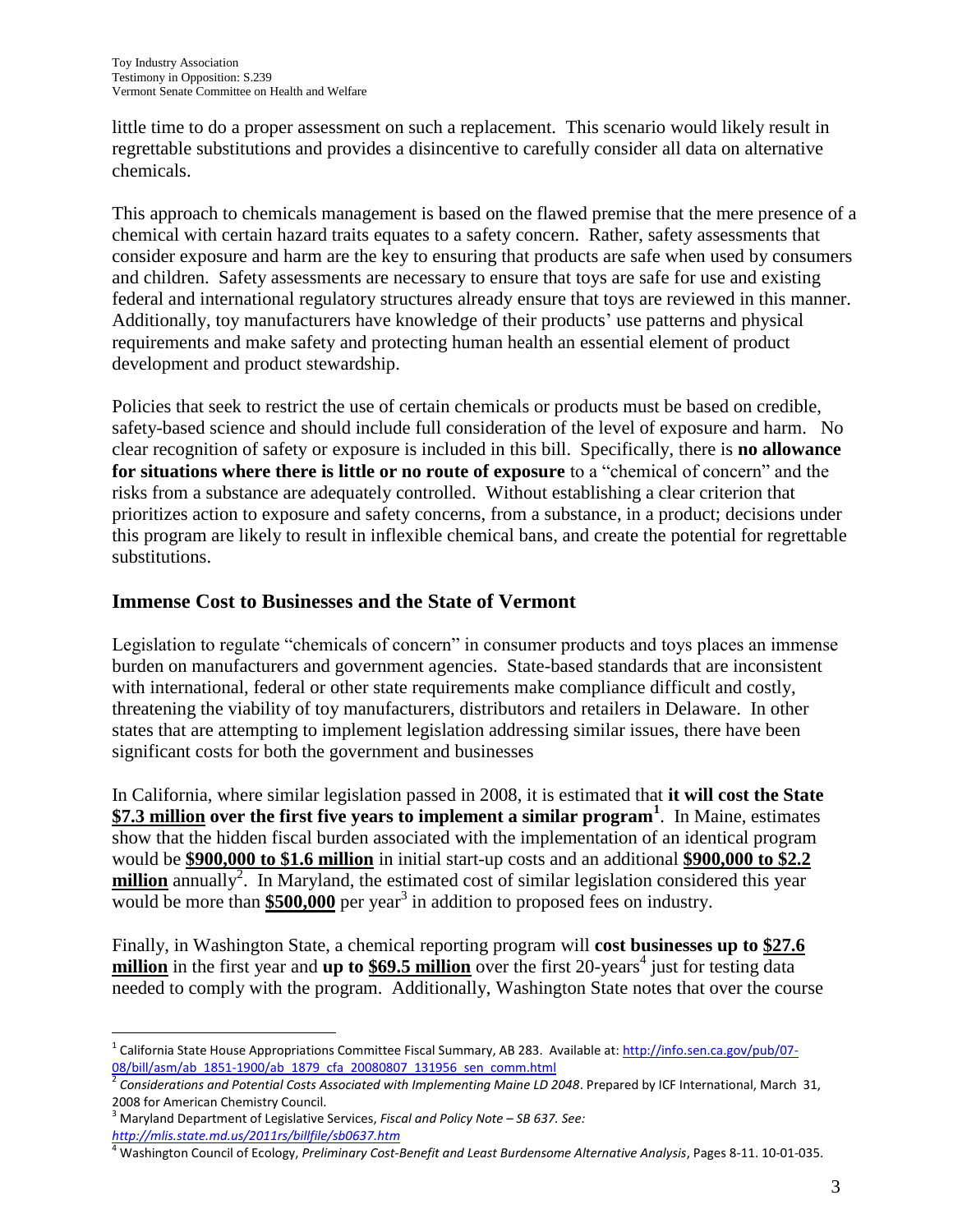little time to do a proper assessment on such a replacement. This scenario would likely result in regrettable substitutions and provides a disincentive to carefully consider all data on alternative chemicals.

This approach to chemicals management is based on the flawed premise that the mere presence of a chemical with certain hazard traits equates to a safety concern. Rather, safety assessments that consider exposure and harm are the key to ensuring that products are safe when used by consumers and children. Safety assessments are necessary to ensure that toys are safe for use and existing federal and international regulatory structures already ensure that toys are reviewed in this manner. Additionally, toy manufacturers have knowledge of their products' use patterns and physical requirements and make safety and protecting human health an essential element of product development and product stewardship.

Policies that seek to restrict the use of certain chemicals or products must be based on credible, safety-based science and should include full consideration of the level of exposure and harm. No clear recognition of safety or exposure is included in this bill. Specifically, there is **no allowance for situations where there is little or no route of exposure** to a "chemical of concern" and the risks from a substance are adequately controlled. Without establishing a clear criterion that prioritizes action to exposure and safety concerns, from a substance, in a product; decisions under this program are likely to result in inflexible chemical bans, and create the potential for regrettable substitutions.

## Immense Cost to Businesses and the State of Vermont

Legislation to regulate "chemicals of concern" in consumer products and toys places an immense burden on manufacturers and government agencies. State-based standards that are inconsistent with international, federal or other state requirements make compliance difficult and costly, threatening the viability of toy manufacturers, distributors and retailers in Delaware. In other states that are attempting to implement legislation addressing similar issues, there have been significant costs for both the government and businesses

In California, where similar legislation passed in 2008, it is estimated that **it will cost the State <u>$7.3 million</u> over the first five years to implement a similar program**[1]. In Maine, estimates show that the hidden fiscal burden associated with the implementation of an identical program would be **<u>$900,000 to $1.6 million</u>** in initial start-up costs and an additional **<u>$900,000 to $2.2 million</u>** annually[2]. In Maryland, the estimated cost of similar legislation considered this year would be more than **<u>$500,000</u>** per year[3] in addition to proposed fees on industry.

Finally, in Washington State, a chemical reporting program will **cost businesses up to <u>$27.6 million</u>** in the first year and **up to <u>$69.5 million</u>** over the first 20-years[4] just for testing data needed to comply with the program. Additionally, Washington State notes that over the course

---

[1] California State House Appropriations Committee Fiscal Summary, AB 283. Available at: http://info.sen.ca.gov/pub/07-08/bill/asm/ab_1851-1900/ab_1879_cfa_20080807_131956_sen_comm.html

[2] *Considerations and Potential Costs Associated with Implementing Maine LD 2048*. Prepared by ICF International, March 31, 2008 for American Chemistry Council.

[3] Maryland Department of Legislative Services, *Fiscal and Policy Note – SB 637. See: http://mlis.state.md.us/2011rs/billfile/sb0637.htm*

[4] Washington Council of Ecology, *Preliminary Cost-Benefit and Least Burdensome Alternative Analysis*, Pages 8-11. 10-01-035.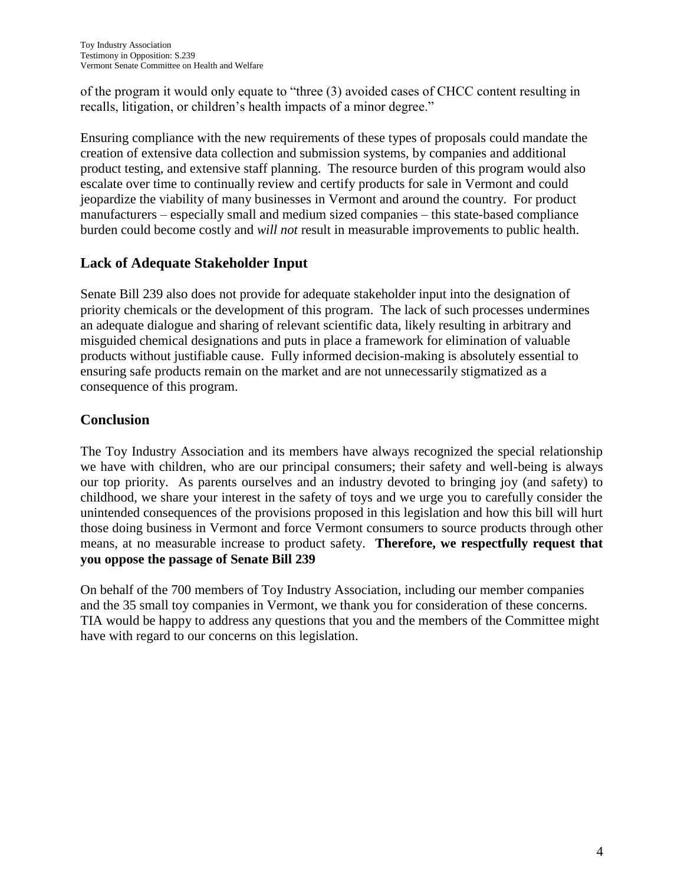of the program it would only equate to "three (3) avoided cases of CHCC content resulting in recalls, litigation, or children's health impacts of a minor degree."

Ensuring compliance with the new requirements of these types of proposals could mandate the creation of extensive data collection and submission systems, by companies and additional product testing, and extensive staff planning. The resource burden of this program would also escalate over time to continually review and certify products for sale in Vermont and could jeopardize the viability of many businesses in Vermont and around the country. For product manufacturers – especially small and medium sized companies – this state-based compliance burden could become costly and *will not* result in measurable improvements to public health.

## Lack of Adequate Stakeholder Input

Senate Bill 239 also does not provide for adequate stakeholder input into the designation of priority chemicals or the development of this program. The lack of such processes undermines an adequate dialogue and sharing of relevant scientific data, likely resulting in arbitrary and misguided chemical designations and puts in place a framework for elimination of valuable products without justifiable cause. Fully informed decision-making is absolutely essential to ensuring safe products remain on the market and are not unnecessarily stigmatized as a consequence of this program.

## Conclusion

The Toy Industry Association and its members have always recognized the special relationship we have with children, who are our principal consumers; their safety and well-being is always our top priority. As parents ourselves and an industry devoted to bringing joy (and safety) to childhood, we share your interest in the safety of toys and we urge you to carefully consider the unintended consequences of the provisions proposed in this legislation and how this bill will hurt those doing business in Vermont and force Vermont consumers to source products through other means, at no measurable increase to product safety. **Therefore, we respectfully request that you oppose the passage of Senate Bill 239**

On behalf of the 700 members of Toy Industry Association, including our member companies and the 35 small toy companies in Vermont, we thank you for consideration of these concerns. TIA would be happy to address any questions that you and the members of the Committee might have with regard to our concerns on this legislation.